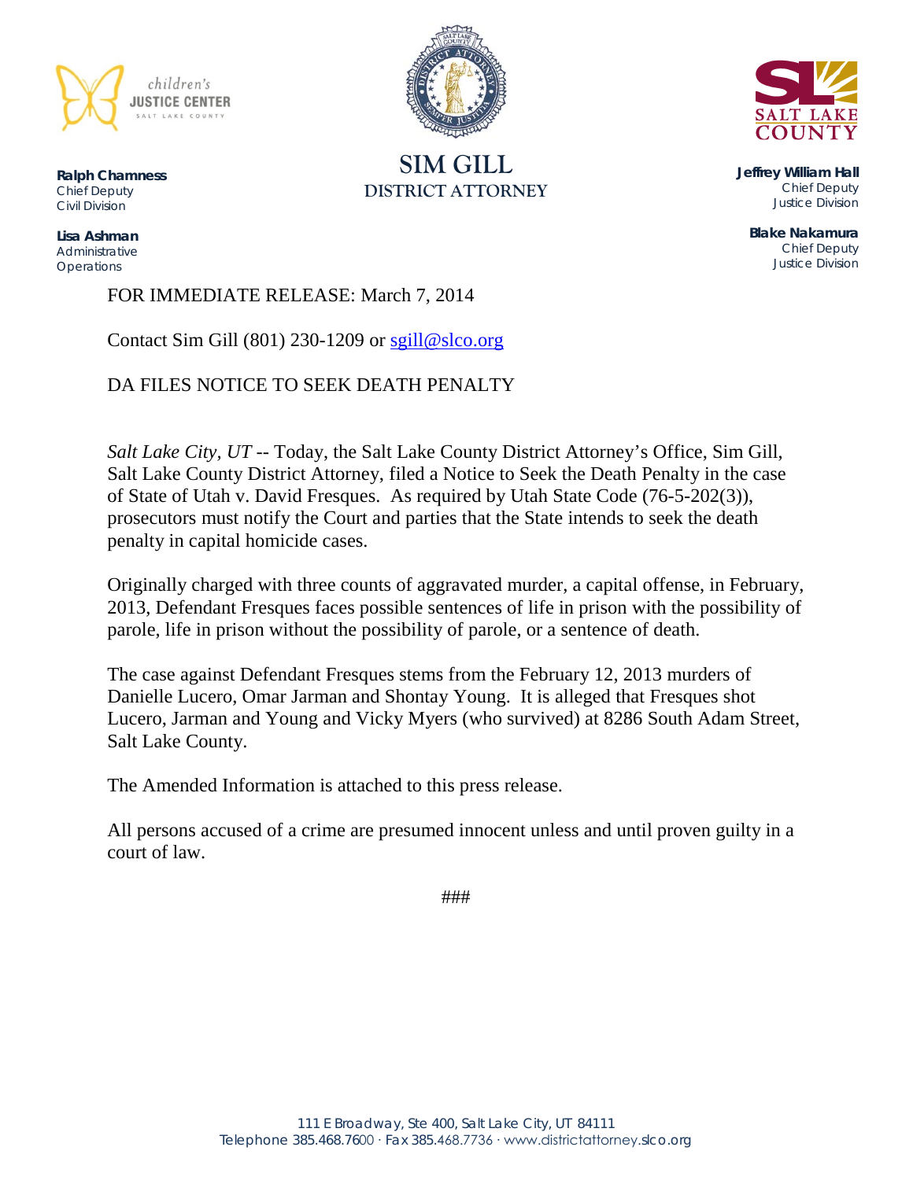children's
**JUSTICE CENTER**
SALT LAKE COUNTY

**Ralph Chamness**
Chief Deputy
Civil Division

**Lisa Ashman**
Administrative
Operations

**SIM GILL**
**DISTRICT ATTORNEY**

SALT LAKE
COUNTY

**Jeffrey William Hall**
Chief Deputy
Justice Division

**Blake Nakamura**
Chief Deputy
Justice Division

FOR IMMEDIATE RELEASE: March 7, 2014

Contact Sim Gill (801) 230-1209 or sgill@slco.org

DA FILES NOTICE TO SEEK DEATH PENALTY

*Salt Lake City, UT* -- Today, the Salt Lake County District Attorney's Office, Sim Gill, Salt Lake County District Attorney, filed a Notice to Seek the Death Penalty in the case of State of Utah v. David Fresques. As required by Utah State Code (76-5-202(3)), prosecutors must notify the Court and parties that the State intends to seek the death penalty in capital homicide cases.

Originally charged with three counts of aggravated murder, a capital offense, in February, 2013, Defendant Fresques faces possible sentences of life in prison with the possibility of parole, life in prison without the possibility of parole, or a sentence of death.

The case against Defendant Fresques stems from the February 12, 2013 murders of Danielle Lucero, Omar Jarman and Shontay Young. It is alleged that Fresques shot Lucero, Jarman and Young and Vicky Myers (who survived) at 8286 South Adam Street, Salt Lake County.

The Amended Information is attached to this press release.

All persons accused of a crime are presumed innocent unless and until proven guilty in a court of law.

###

111 E Broadway, Ste 400, Salt Lake City, UT 84111
Telephone 385.468.7600 · Fax 385.468.7736 · www.districtattorney.slco.org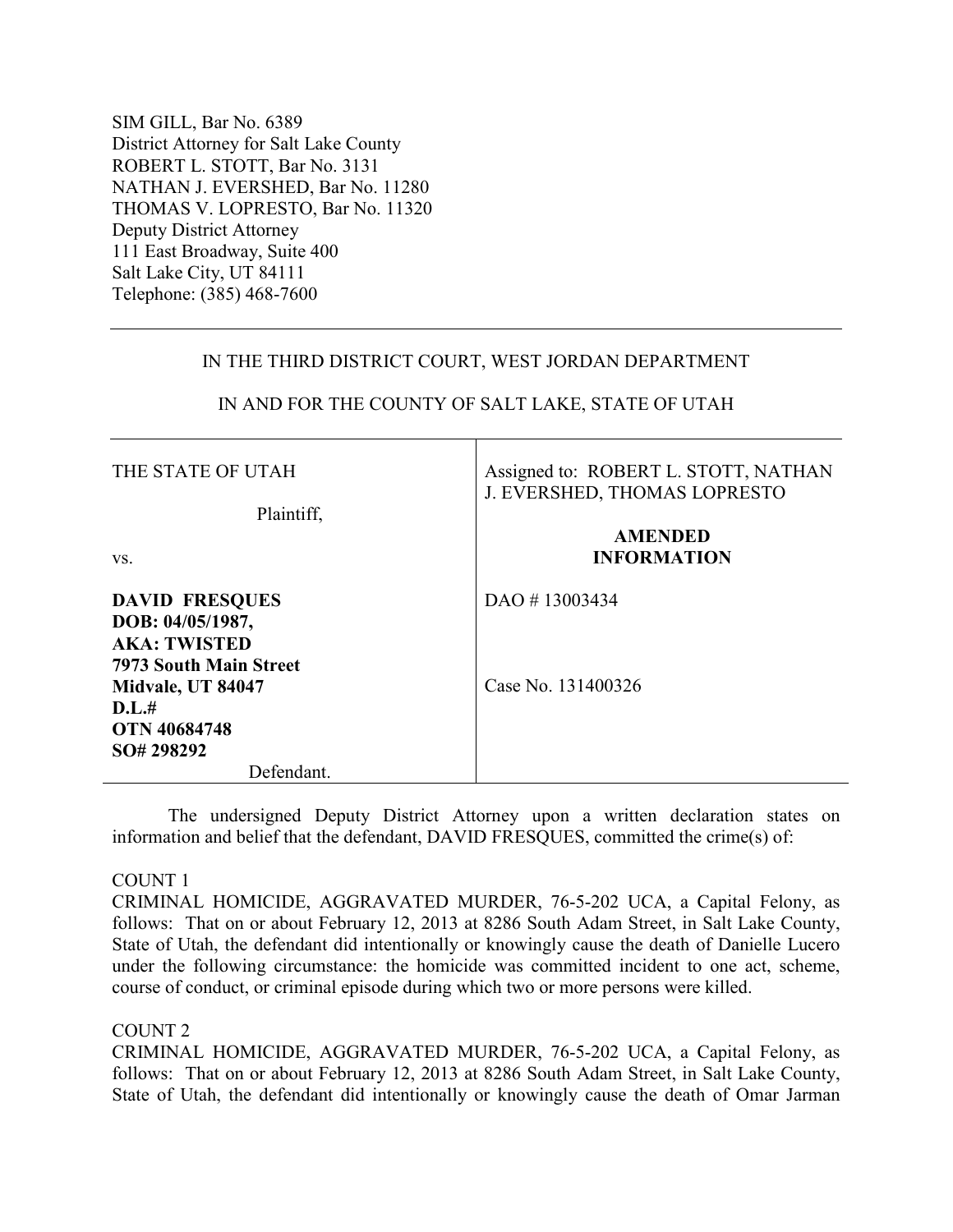SIM GILL, Bar No. 6389
District Attorney for Salt Lake County
ROBERT L. STOTT, Bar No. 3131
NATHAN J. EVERSHED, Bar No. 11280
THOMAS V. LOPRESTO, Bar No. 11320
Deputy District Attorney
111 East Broadway, Suite 400
Salt Lake City, UT 84111
Telephone: (385) 468-7600

---

IN THE THIRD DISTRICT COURT, WEST JORDAN DEPARTMENT

IN AND FOR THE COUNTY OF SALT LAKE, STATE OF UTAH

| | |
|---|---|
| THE STATE OF UTAH<br><br>Plaintiff,<br><br>vs.<br><br>**DAVID FRESQUES**<br>**DOB: 04/05/1987,**<br>**AKA: TWISTED**<br>**7973 South Main Street**<br>**Midvale, UT 84047**<br>**D.L.#**<br>**OTN 40684748**<br>**SO# 298292**<br>Defendant. | Assigned to: ROBERT L. STOTT, NATHAN J. EVERSHED, THOMAS LOPRESTO<br><br>**AMENDED INFORMATION**<br><br>DAO # 13003434<br><br>Case No. 131400326 |

The undersigned Deputy District Attorney upon a written declaration states on information and belief that the defendant, DAVID FRESQUES, committed the crime(s) of:

COUNT 1
CRIMINAL HOMICIDE, AGGRAVATED MURDER, 76-5-202 UCA, a Capital Felony, as follows: That on or about February 12, 2013 at 8286 South Adam Street, in Salt Lake County, State of Utah, the defendant did intentionally or knowingly cause the death of Danielle Lucero under the following circumstance: the homicide was committed incident to one act, scheme, course of conduct, or criminal episode during which two or more persons were killed.

COUNT 2
CRIMINAL HOMICIDE, AGGRAVATED MURDER, 76-5-202 UCA, a Capital Felony, as follows: That on or about February 12, 2013 at 8286 South Adam Street, in Salt Lake County, State of Utah, the defendant did intentionally or knowingly cause the death of Omar Jarman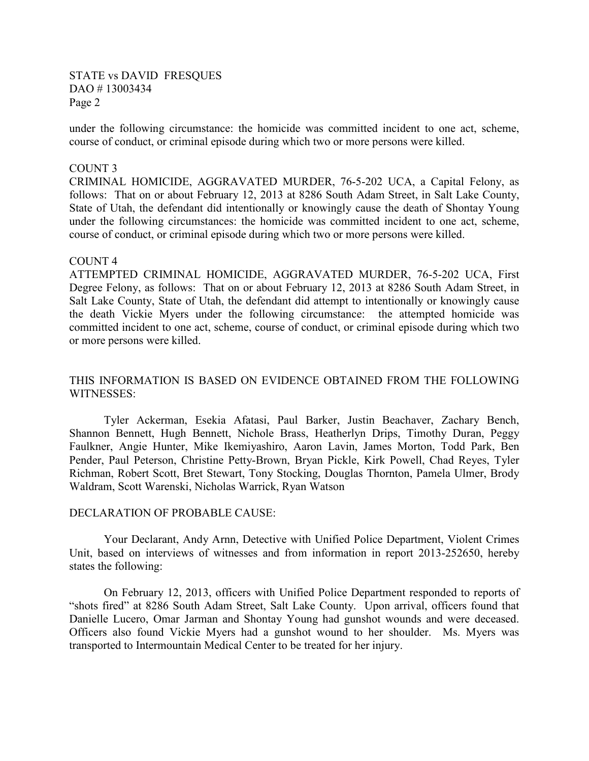under the following circumstance: the homicide was committed incident to one act, scheme, course of conduct, or criminal episode during which two or more persons were killed.

COUNT 3

CRIMINAL HOMICIDE, AGGRAVATED MURDER, 76-5-202 UCA, a Capital Felony, as follows: That on or about February 12, 2013 at 8286 South Adam Street, in Salt Lake County, State of Utah, the defendant did intentionally or knowingly cause the death of Shontay Young under the following circumstances: the homicide was committed incident to one act, scheme, course of conduct, or criminal episode during which two or more persons were killed.

COUNT 4

ATTEMPTED CRIMINAL HOMICIDE, AGGRAVATED MURDER, 76-5-202 UCA, First Degree Felony, as follows: That on or about February 12, 2013 at 8286 South Adam Street, in Salt Lake County, State of Utah, the defendant did attempt to intentionally or knowingly cause the death Vickie Myers under the following circumstance: the attempted homicide was committed incident to one act, scheme, course of conduct, or criminal episode during which two or more persons were killed.

THIS INFORMATION IS BASED ON EVIDENCE OBTAINED FROM THE FOLLOWING WITNESSES:

Tyler Ackerman, Esekia Afatasi, Paul Barker, Justin Beachaver, Zachary Bench, Shannon Bennett, Hugh Bennett, Nichole Brass, Heatherlyn Drips, Timothy Duran, Peggy Faulkner, Angie Hunter, Mike Ikemiyashiro, Aaron Lavin, James Morton, Todd Park, Ben Pender, Paul Peterson, Christine Petty-Brown, Bryan Pickle, Kirk Powell, Chad Reyes, Tyler Richman, Robert Scott, Bret Stewart, Tony Stocking, Douglas Thornton, Pamela Ulmer, Brody Waldram, Scott Warenski, Nicholas Warrick, Ryan Watson

DECLARATION OF PROBABLE CAUSE:

Your Declarant, Andy Arnn, Detective with Unified Police Department, Violent Crimes Unit, based on interviews of witnesses and from information in report 2013-252650, hereby states the following:

On February 12, 2013, officers with Unified Police Department responded to reports of "shots fired" at 8286 South Adam Street, Salt Lake County. Upon arrival, officers found that Danielle Lucero, Omar Jarman and Shontay Young had gunshot wounds and were deceased. Officers also found Vickie Myers had a gunshot wound to her shoulder. Ms. Myers was transported to Intermountain Medical Center to be treated for her injury.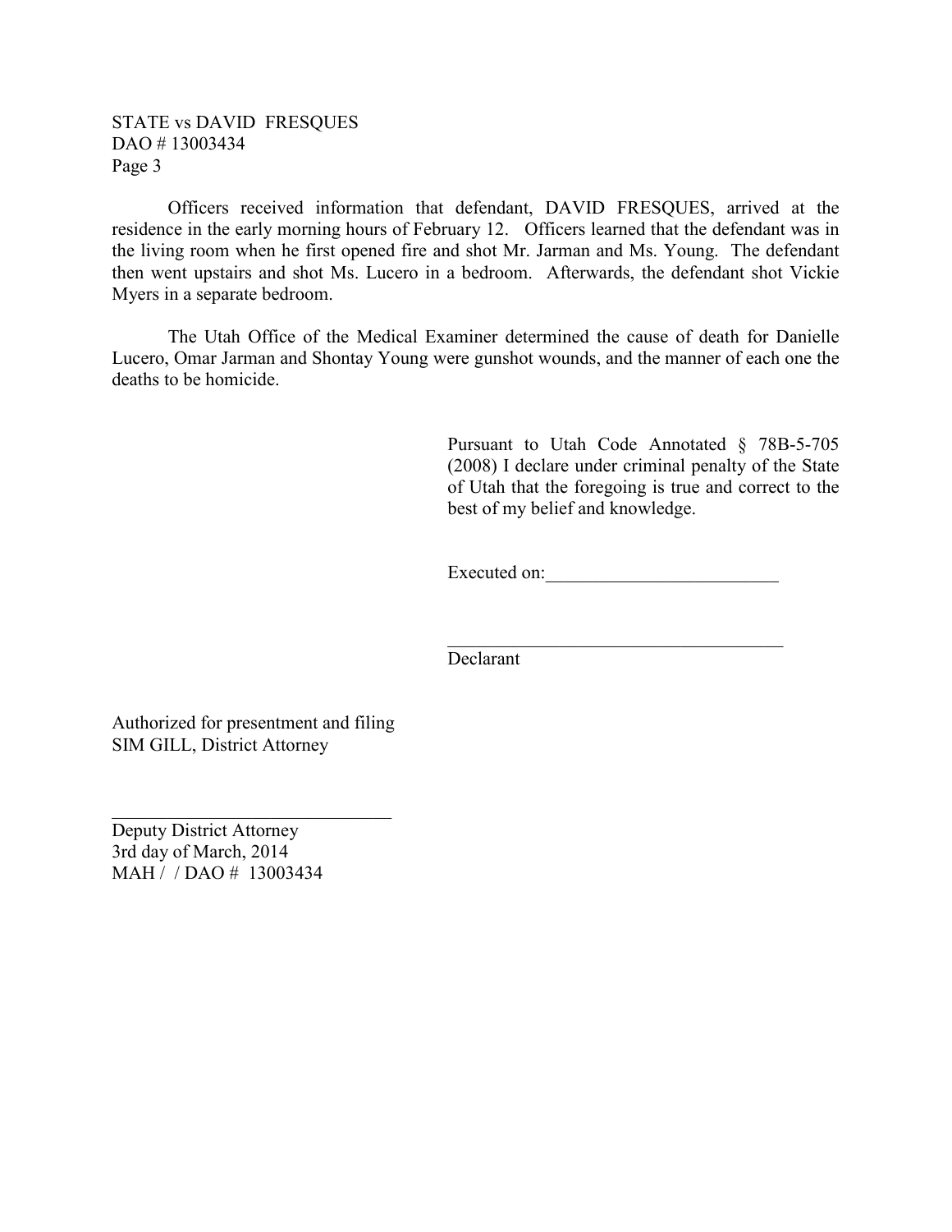Officers received information that defendant, DAVID FRESQUES, arrived at the residence in the early morning hours of February 12. Officers learned that the defendant was in the living room when he first opened fire and shot Mr. Jarman and Ms. Young. The defendant then went upstairs and shot Ms. Lucero in a bedroom. Afterwards, the defendant shot Vickie Myers in a separate bedroom.

The Utah Office of the Medical Examiner determined the cause of death for Danielle Lucero, Omar Jarman and Shontay Young were gunshot wounds, and the manner of each one the deaths to be homicide.

Pursuant to Utah Code Annotated § 78B-5-705 (2008) I declare under criminal penalty of the State of Utah that the foregoing is true and correct to the best of my belief and knowledge.

Executed on:_________________________

_____________________________________
Declarant

Authorized for presentment and filing
SIM GILL, District Attorney

_________________________________
Deputy District Attorney
3rd day of March, 2014
MAH / / DAO # 13003434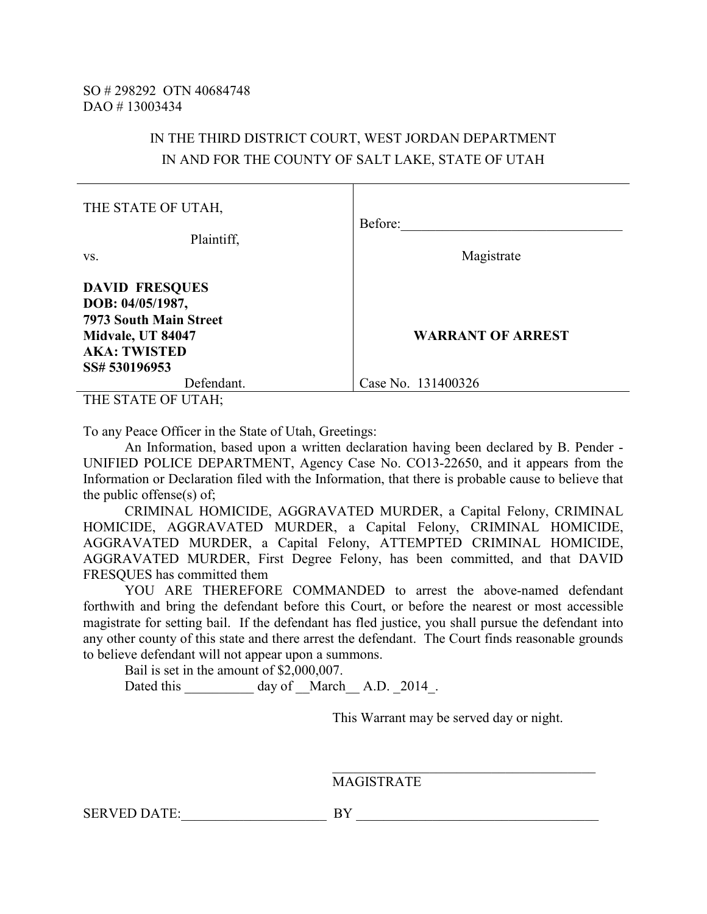SO # 298292 OTN 40684748
DAO # 13003434

IN THE THIRD DISTRICT COURT, WEST JORDAN DEPARTMENT
IN AND FOR THE COUNTY OF SALT LAKE, STATE OF UTAH

| | |
|---|---|
| THE STATE OF UTAH,<br><br>Plaintiff,<br><br>vs.<br><br>**DAVID FRESQUES**<br>**DOB: 04/05/1987,**<br>**7973 South Main Street**<br>**Midvale, UT 84047**<br>**AKA: TWISTED**<br>**SS# 530196953**<br><br>Defendant. | Before:\_\_\_\_\_\_\_\_\_\_\_\_\_\_\_\_\_\_\_\_\_\_\_\_\_\_\_\_\_\_<br><br>Magistrate<br><br>**WARRANT OF ARREST**<br><br>Case No. 131400326 |

THE STATE OF UTAH;

To any Peace Officer in the State of Utah, Greetings:

An Information, based upon a written declaration having been declared by B. Pender - UNIFIED POLICE DEPARTMENT, Agency Case No. CO13-22650, and it appears from the Information or Declaration filed with the Information, that there is probable cause to believe that the public offense(s) of;

CRIMINAL HOMICIDE, AGGRAVATED MURDER, a Capital Felony, CRIMINAL HOMICIDE, AGGRAVATED MURDER, a Capital Felony, CRIMINAL HOMICIDE, AGGRAVATED MURDER, a Capital Felony, ATTEMPTED CRIMINAL HOMICIDE, AGGRAVATED MURDER, First Degree Felony, has been committed, and that DAVID FRESQUES has committed them

YOU ARE THEREFORE COMMANDED to arrest the above-named defendant forthwith and bring the defendant before this Court, or before the nearest or most accessible magistrate for setting bail. If the defendant has fled justice, you shall pursue the defendant into any other county of this state and there arrest the defendant. The Court finds reasonable grounds to believe defendant will not appear upon a summons.

Bail is set in the amount of $2,000,007.

Dated this \_\_\_\_\_\_\_\_\_\_ day of \_\_March\_\_ A.D. \_2014\_.

This Warrant may be served day or night.

\_\_\_\_\_\_\_\_\_\_\_\_\_\_\_\_\_\_\_\_\_\_\_\_\_\_\_\_\_\_\_\_\_\_\_\_\_\_\_\_
MAGISTRATE

SERVED DATE:\_\_\_\_\_\_\_\_\_\_\_\_\_\_\_\_\_\_\_\_\_\_ BY \_\_\_\_\_\_\_\_\_\_\_\_\_\_\_\_\_\_\_\_\_\_\_\_\_\_\_\_\_\_\_\_\_\_\_\_\_\_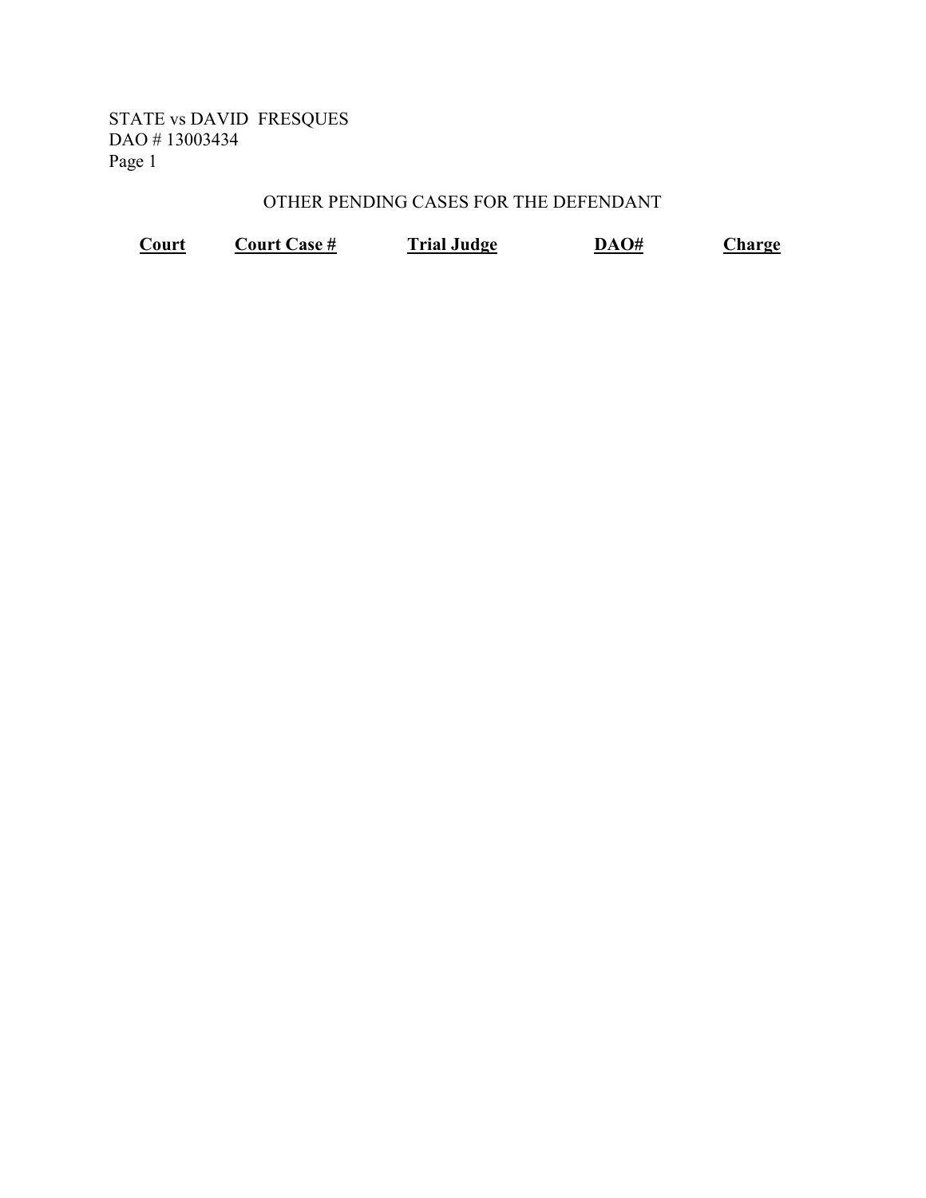STATE vs DAVID FRESQUES
DAO # 13003434
Page 1

## OTHER PENDING CASES FOR THE DEFENDANT

| Court | Court Case # | Trial Judge | DAO# | Charge |
|---|---|---|---|---|